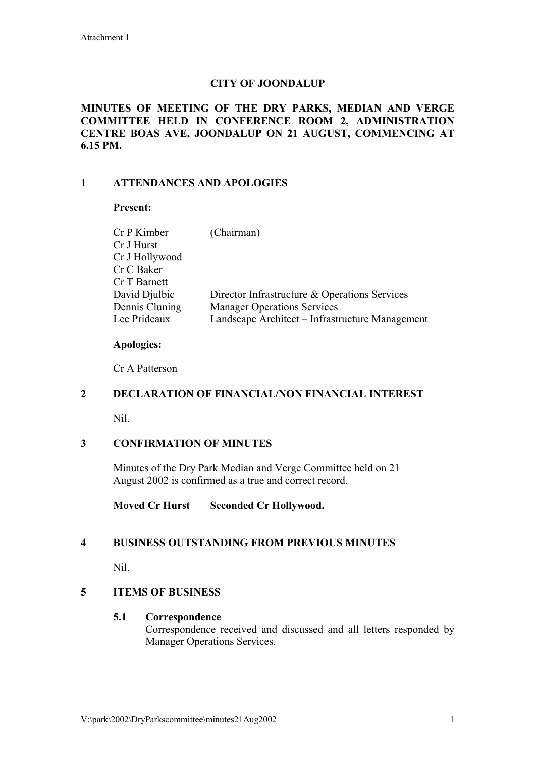Attachment 1

**CITY OF JOONDALUP**

**MINUTES OF MEETING OF THE DRY PARKS, MEDIAN AND VERGE COMMITTEE HELD IN CONFERENCE ROOM 2, ADMINISTRATION CENTRE BOAS AVE, JOONDALUP ON 21 AUGUST, COMMENCING AT 6.15 PM.**

## 1 ATTENDANCES AND APOLOGIES

**Present:**

| | |
|---|---|
| Cr P Kimber | (Chairman) |
| Cr J Hurst | |
| Cr J Hollywood | |
| Cr C Baker | |
| Cr T Barnett | |
| David Djulbic | Director Infrastructure & Operations Services |
| Dennis Cluning | Manager Operations Services |
| Lee Prideaux | Landscape Architect – Infrastructure Management |

**Apologies:**

Cr A Patterson

## 2 DECLARATION OF FINANCIAL/NON FINANCIAL INTEREST

Nil.

## 3 CONFIRMATION OF MINUTES

Minutes of the Dry Park Median and Verge Committee held on 21 August 2002 is confirmed as a true and correct record.

**Moved Cr Hurst Seconded Cr Hollywood.**

## 4 BUSINESS OUTSTANDING FROM PREVIOUS MINUTES

Nil.

## 5 ITEMS OF BUSINESS

### 5.1 Correspondence

Correspondence received and discussed and all letters responded by Manager Operations Services.

V:\park\2002\DryParkscommittee\minutes21Aug2002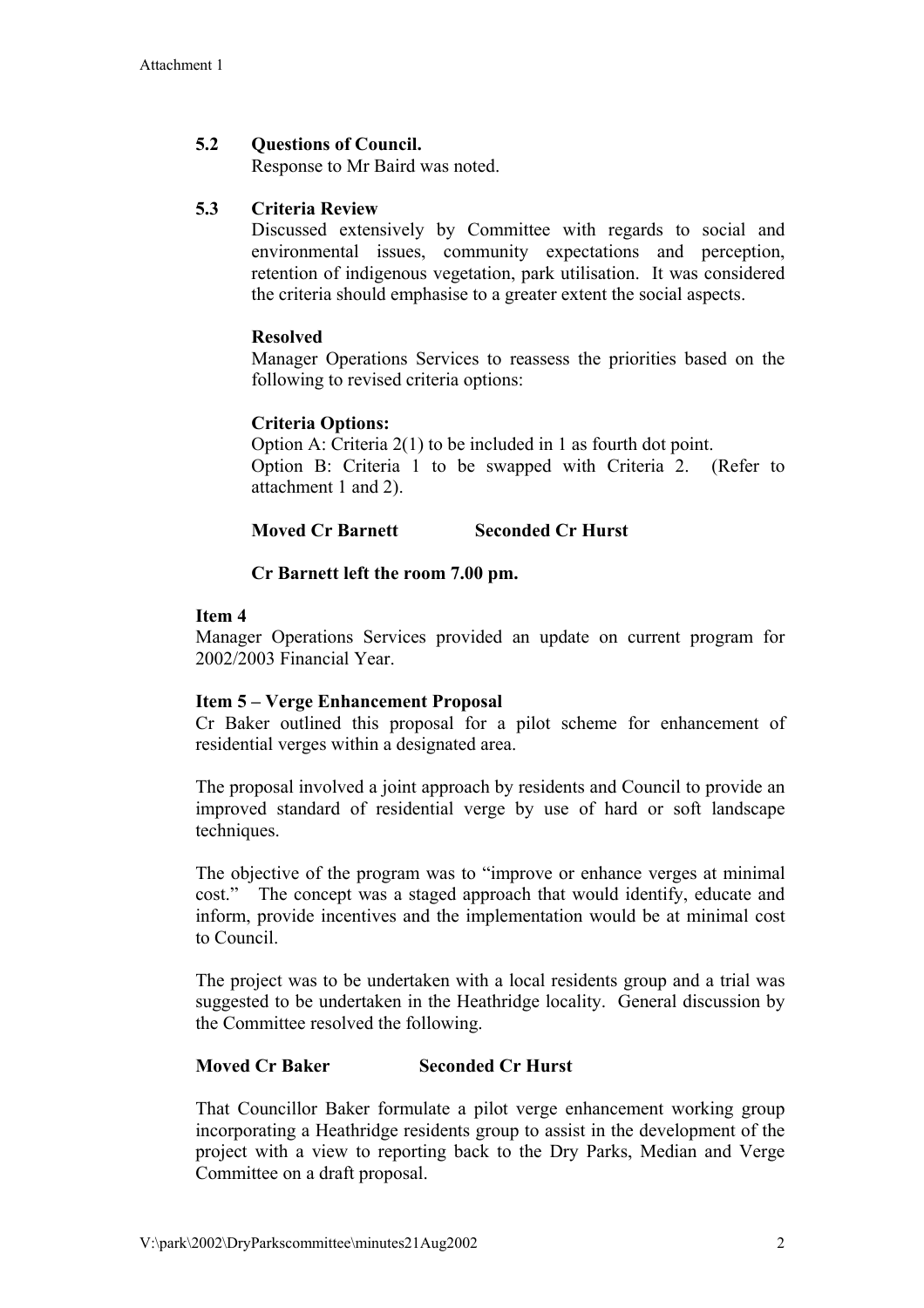Attachment 1

### 5.2 Questions of Council.

Response to Mr Baird was noted.

### 5.3 Criteria Review

Discussed extensively by Committee with regards to social and environmental issues, community expectations and perception, retention of indigenous vegetation, park utilisation. It was considered the criteria should emphasise to a greater extent the social aspects.

**Resolved**

Manager Operations Services to reassess the priorities based on the following to revised criteria options:

**Criteria Options:**

Option A: Criteria 2(1) to be included in 1 as fourth dot point.
Option B: Criteria 1 to be swapped with Criteria 2. (Refer to attachment 1 and 2).

**Moved Cr Barnett Seconded Cr Hurst**

**Cr Barnett left the room 7.00 pm.**

**Item 4**

Manager Operations Services provided an update on current program for 2002/2003 Financial Year.

**Item 5 – Verge Enhancement Proposal**

Cr Baker outlined this proposal for a pilot scheme for enhancement of residential verges within a designated area.

The proposal involved a joint approach by residents and Council to provide an improved standard of residential verge by use of hard or soft landscape techniques.

The objective of the program was to "improve or enhance verges at minimal cost." The concept was a staged approach that would identify, educate and inform, provide incentives and the implementation would be at minimal cost to Council.

The project was to be undertaken with a local residents group and a trial was suggested to be undertaken in the Heathridge locality. General discussion by the Committee resolved the following.

**Moved Cr Baker Seconded Cr Hurst**

That Councillor Baker formulate a pilot verge enhancement working group incorporating a Heathridge residents group to assist in the development of the project with a view to reporting back to the Dry Parks, Median and Verge Committee on a draft proposal.

V:\park\2002\DryParkscommittee\minutes21Aug2002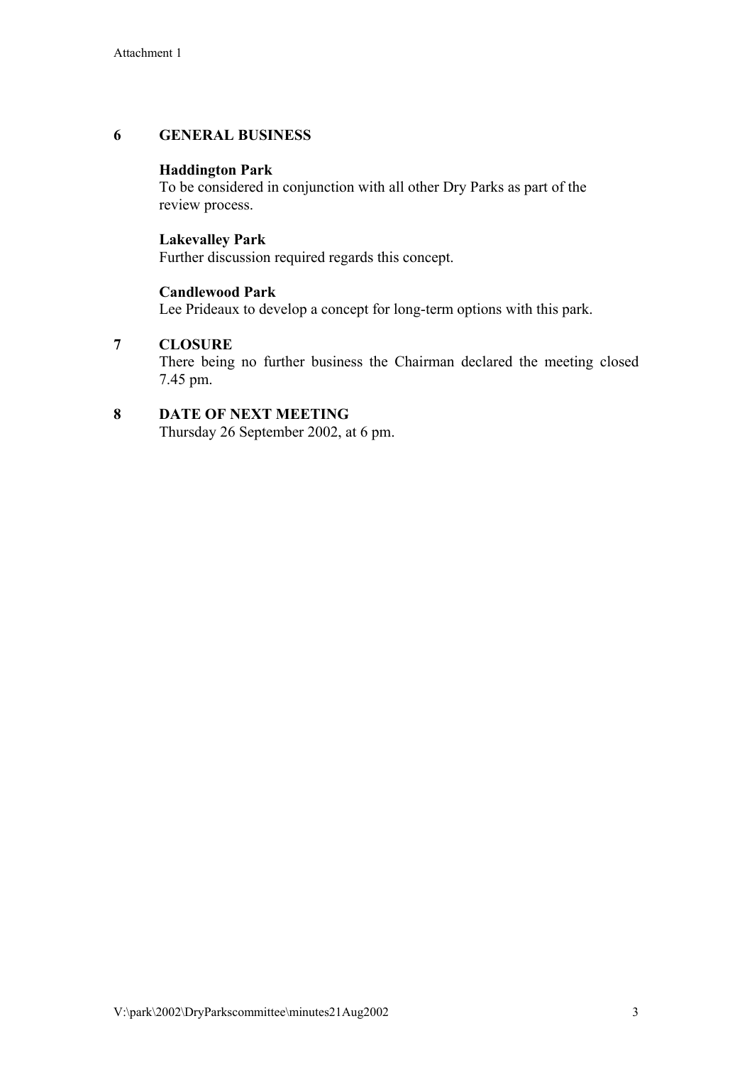## 6 GENERAL BUSINESS

**Haddington Park**
To be considered in conjunction with all other Dry Parks as part of the review process.

**Lakevalley Park**
Further discussion required regards this concept.

**Candlewood Park**
Lee Prideaux to develop a concept for long-term options with this park.

## 7 CLOSURE

There being no further business the Chairman declared the meeting closed 7.45 pm.

## 8 DATE OF NEXT MEETING

Thursday 26 September 2002, at 6 pm.